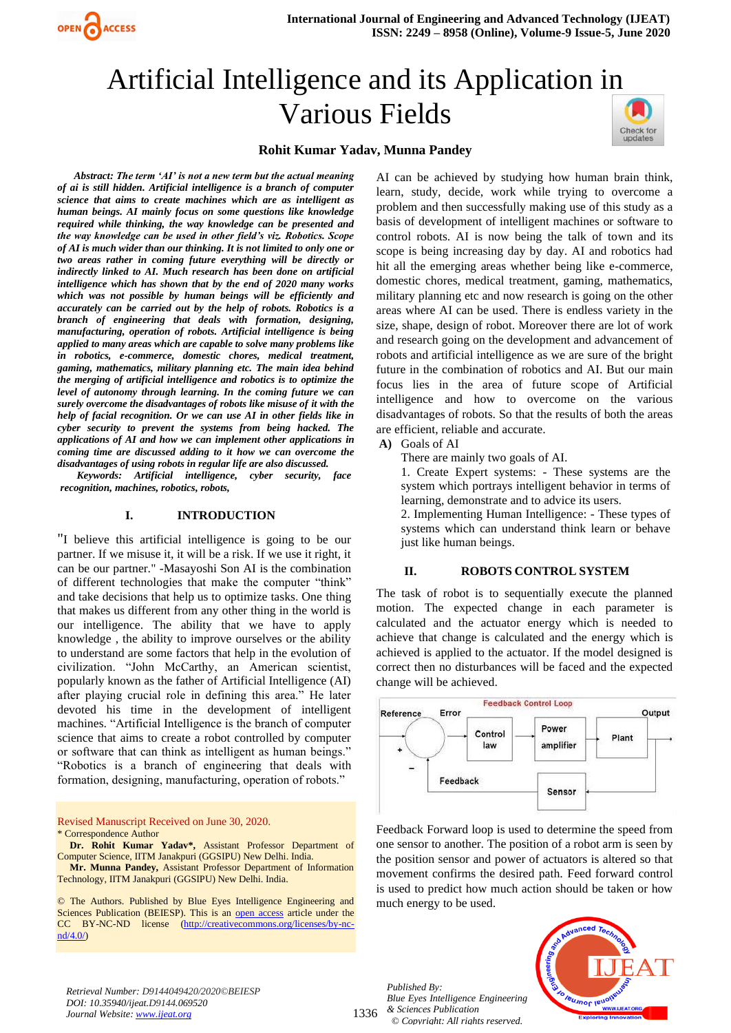# Artificial Intelligence and its Application in Various Fields

**Rohit Kumar Yadav, Munna Pandey**

***Abstract:*** ***The term 'AI' is not a new term but the actual meaning of ai is still hidden. Artificial intelligence is a branch of computer science that aims to create machines which are as intelligent as human beings. AI mainly focus on some questions like knowledge required while thinking, the way knowledge can be presented and the way knowledge can be used in other field's viz. Robotics. Scope of AI is much wider than our thinking. It is not limited to only one or two areas rather in coming future everything will be directly or indirectly linked to AI. Much research has been done on artificial intelligence which has shown that by the end of 2020 many works which was not possible by human beings will be efficiently and accurately can be carried out by the help of robots. Robotics is a branch of engineering that deals with formation, designing, manufacturing, operation of robots. Artificial intelligence is being applied to many areas which are capable to solve many problems like in robotics, e-commerce, domestic chores, medical treatment, gaming, mathematics, military planning etc. The main idea behind the merging of artificial intelligence and robotics is to optimize the level of autonomy through learning. In the coming future we can surely overcome the disadvantages of robots like misuse of it with the help of facial recognition. Or we can use AI in other fields like in cyber security to prevent the systems from being hacked. The applications of AI and how we can implement other applications in coming time are discussed adding to it how we can overcome the disadvantages of using robots in regular life are also discussed.***

***Keywords:*** ***Artificial intelligence, cyber security, face recognition, machines, robotics, robots,***

## I. INTRODUCTION

"I believe this artificial intelligence is going to be our partner. If we misuse it, it will be a risk. If we use it right, it can be our partner." -Masayoshi Son AI is the combination of different technologies that make the computer "think" and take decisions that help us to optimize tasks. One thing that makes us different from any other thing in the world is our intelligence. The ability that we have to apply knowledge , the ability to improve ourselves or the ability to understand are some factors that help in the evolution of civilization. "John McCarthy, an American scientist, popularly known as the father of Artificial Intelligence (AI) after playing crucial role in defining this area." He later devoted his time in the development of intelligent machines. "Artificial Intelligence is the branch of computer science that aims to create a robot controlled by computer or software that can think as intelligent as human beings." "Robotics is a branch of engineering that deals with formation, designing, manufacturing, operation of robots."

Revised Manuscript Received on June 30, 2020.

\* Correspondence Author

**Dr. Rohit Kumar Yadav\*,** Assistant Professor Department of Computer Science, IITM Janakpuri (GGSIPU) New Delhi. India.

**Mr. Munna Pandey,** Assistant Professor Department of Information Technology, IITM Janakpuri (GGSIPU) New Delhi. India.

© The Authors. Published by Blue Eyes Intelligence Engineering and Sciences Publication (BEIESP). This is an open access article under the CC BY-NC-ND license (http://creativecommons.org/licenses/by-nc-nd/4.0/)

AI can be achieved by studying how human brain think, learn, study, decide, work while trying to overcome a problem and then successfully making use of this study as a basis of development of intelligent machines or software to control robots. AI is now being the talk of town and its scope is being increasing day by day. AI and robotics had hit all the emerging areas whether being like e-commerce, domestic chores, medical treatment, gaming, mathematics, military planning etc and now research is going on the other areas where AI can be used. There is endless variety in the size, shape, design of robot. Moreover there are lot of work and research going on the development and advancement of robots and artificial intelligence as we are sure of the bright future in the combination of robotics and AI. But our main focus lies in the area of future scope of Artificial intelligence and how to overcome on the various disadvantages of robots. So that the results of both the areas are efficient, reliable and accurate.

**A)** Goals of AI

There are mainly two goals of AI.

1. Create Expert systems: - These systems are the system which portrays intelligent behavior in terms of learning, demonstrate and to advice its users.
2. Implementing Human Intelligence: - These types of systems which can understand think learn or behave just like human beings.

## II. ROBOTS CONTROL SYSTEM

The task of robot is to sequentially execute the planned motion. The expected change in each parameter is calculated and the actuator energy which is needed to achieve that change is calculated and the energy which is achieved is applied to the actuator. If the model designed is correct then no disturbances will be faced and the expected change will be achieved.

Feedback Forward loop is used to determine the speed from one sensor to another. The position of a robot arm is seen by the position sensor and power of actuators is altered so that movement confirms the desired path. Feed forward control is used to predict how much action should be taken or how much energy to be used.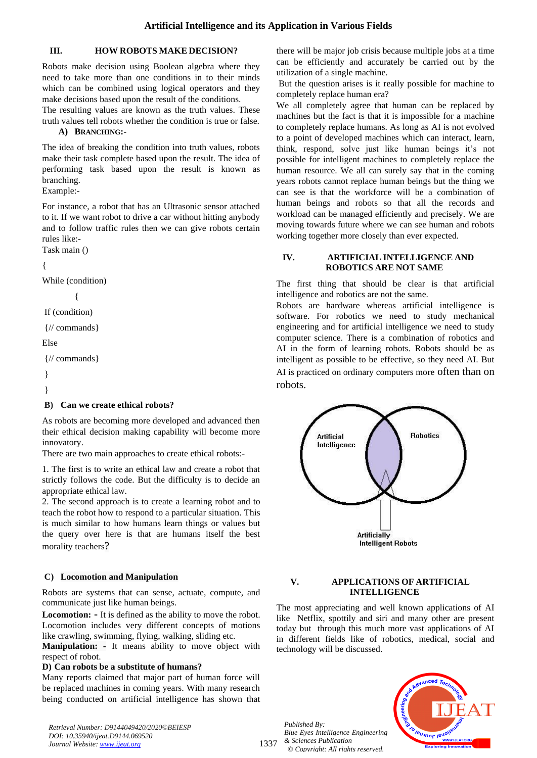## III. HOW ROBOTS MAKE DECISION?

Robots make decision using Boolean algebra where they need to take more than one conditions in to their minds which can be combined using logical operators and they make decisions based upon the result of the conditions.

The resulting values are known as the truth values. These truth values tell robots whether the condition is true or false.

### A) Branching:-

The idea of breaking the condition into truth values, robots make their task complete based upon the result. The idea of performing task based upon the result is known as branching.

Example:-

For instance, a robot that has an Ultrasonic sensor attached to it. If we want robot to drive a car without hitting anybody and to follow traffic rules then we can give robots certain rules like:-

```
Task main ()
{
While (condition)
        {
 If (condition)
 {// commands}
Else
 {// commands}
 }
 }
```

### B) Can we create ethical robots?

As robots are becoming more developed and advanced then their ethical decision making capability will become more innovatory.

There are two main approaches to create ethical robots:-

1. The first is to write an ethical law and create a robot that strictly follows the code. But the difficulty is to decide an appropriate ethical law.
2. The second approach is to create a learning robot and to teach the robot how to respond to a particular situation. This is much similar to how humans learn things or values but the query over here is that are humans itself the best morality teachers?

### C) Locomotion and Manipulation

Robots are systems that can sense, actuate, compute, and communicate just like human beings.

**Locomotion: -** It is defined as the ability to move the robot. Locomotion includes very different concepts of motions like crawling, swimming, flying, walking, sliding etc.

**Manipulation: -** It means ability to move object with respect of robot.

### D) Can robots be a substitute of humans?

Many reports claimed that major part of human force will be replaced machines in coming years. With many research being conducted on artificial intelligence has shown that there will be major job crisis because multiple jobs at a time can be efficiently and accurately be carried out by the utilization of a single machine.

But the question arises is it really possible for machine to completely replace human era?

We all completely agree that human can be replaced by machines but the fact is that it is impossible for a machine to completely replace humans. As long as AI is not evolved to a point of developed machines which can interact, learn, think, respond, solve just like human beings it's not possible for intelligent machines to completely replace the human resource. We all can surely say that in the coming years robots cannot replace human beings but the thing we can see is that the workforce will be a combination of human beings and robots so that all the records and workload can be managed efficiently and precisely. We are moving towards future where we can see human and robots working together more closely than ever expected.

## IV. ARTIFICIAL INTELLIGENCE AND ROBOTICS ARE NOT SAME

The first thing that should be clear is that artificial intelligence and robotics are not the same.

Robots are hardware whereas artificial intelligence is software. For robotics we need to study mechanical engineering and for artificial intelligence we need to study computer science. There is a combination of robotics and AI in the form of learning robots. Robots should be as intelligent as possible to be effective, so they need AI. But AI is practiced on ordinary computers more often than on robots.

Artificial Intelligence | Robotics | Artificially Intelligent Robots

## V. APPLICATIONS OF ARTIFICIAL INTELLIGENCE

The most appreciating and well known applications of AI like Netflix, spottily and siri and many other are present today but through this much more vast applications of AI in different fields like of robotics, medical, social and technology will be discussed.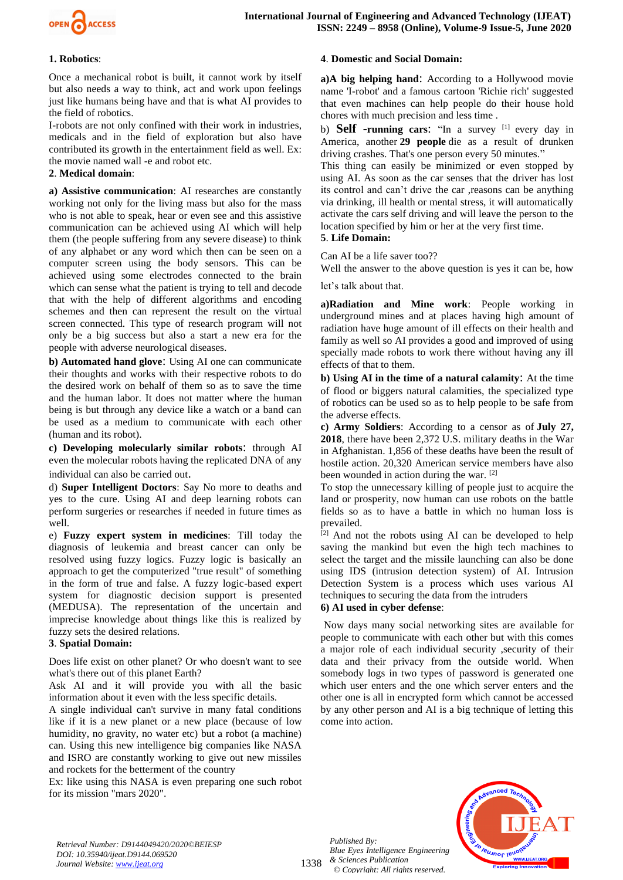**1. Robotics**:

Once a mechanical robot is built, it cannot work by itself but also needs a way to think, act and work upon feelings just like humans being have and that is what AI provides to the field of robotics.

I-robots are not only confined with their work in industries, medicals and in the field of exploration but also have contributed its growth in the entertainment field as well. Ex: the movie named wall -e and robot etc.

**2. Medical domain**:

**a) Assistive communication**: AI researches are constantly working not only for the living mass but also for the mass who is not able to speak, hear or even see and this assistive communication can be achieved using AI which will help them (the people suffering from any severe disease) to think of any alphabet or any word which then can be seen on a computer screen using the body sensors. This can be achieved using some electrodes connected to the brain which can sense what the patient is trying to tell and decode that with the help of different algorithms and encoding schemes and then can represent the result on the virtual screen connected. This type of research program will not only be a big success but also a start a new era for the people with adverse neurological diseases.

**b) Automated hand glove**: Using AI one can communicate their thoughts and works with their respective robots to do the desired work on behalf of them so as to save the time and the human labor. It does not matter where the human being is but through any device like a watch or a band can be used as a medium to communicate with each other (human and its robot).

**c) Developing molecularly similar robots**: through AI even the molecular robots having the replicated DNA of any individual can also be carried out.

d) **Super Intelligent Doctors**: Say No more to deaths and yes to the cure. Using AI and deep learning robots can perform surgeries or researches if needed in future times as well.

e) **Fuzzy expert system in medicines**: Till today the diagnosis of leukemia and breast cancer can only be resolved using fuzzy logics. Fuzzy logic is basically an approach to get the computerized "true result" of something in the form of true and false. A fuzzy logic-based expert system for diagnostic decision support is presented (MEDUSA). The representation of the uncertain and imprecise knowledge about things like this is realized by fuzzy sets the desired relations.

**3. Spatial Domain:**

Does life exist on other planet? Or who doesn't want to see what's there out of this planet Earth?

Ask AI and it will provide you with all the basic information about it even with the less specific details.

A single individual can't survive in many fatal conditions like if it is a new planet or a new place (because of low humidity, no gravity, no water etc) but a robot (a machine) can. Using this new intelligence big companies like NASA and ISRO are constantly working to give out new missiles and rockets for the betterment of the country

Ex: like using this NASA is even preparing one such robot for its mission "mars 2020".

**4. Domestic and Social Domain:**

**a)A big helping hand**: According to a Hollywood movie name 'I-robot' and a famous cartoon 'Richie rich' suggested that even machines can help people do their house hold chores with much precision and less time .

b) **Self -running cars**: "In a survey [1] every day in America, another **29 people** die as a result of drunken driving crashes. That's one person every 50 minutes."

This thing can easily be minimized or even stopped by using AI. As soon as the car senses that the driver has lost its control and can't drive the car ,reasons can be anything via drinking, ill health or mental stress, it will automatically activate the cars self driving and will leave the person to the location specified by him or her at the very first time.

**5. Life Domain:**

Can AI be a life saver too??

Well the answer to the above question is yes it can be, how let's talk about that.

**a)Radiation and Mine work**: People working in underground mines and at places having high amount of radiation have huge amount of ill effects on their health and family as well so AI provides a good and improved of using specially made robots to work there without having any ill effects of that to them.

**b) Using AI in the time of a natural calamity**: At the time of flood or biggers natural calamities, the specialized type of robotics can be used so as to help people to be safe from the adverse effects.

**c) Army Soldiers**: According to a censor as of **July 27, 2018**, there have been 2,372 U.S. military deaths in the War in Afghanistan. 1,856 of these deaths have been the result of hostile action. 20,320 American service members have also been wounded in action during the war. [2]

To stop the unnecessary killing of people just to acquire the land or prosperity, now human can use robots on the battle fields so as to have a battle in which no human loss is prevailed.

[2] And not the robots using AI can be developed to help saving the mankind but even the high tech machines to select the target and the missile launching can also be done using IDS (intrusion detection system) of AI. Intrusion Detection System is a process which uses various AI techniques to securing the data from the intruders

**6) AI used in cyber defense**:

Now days many social networking sites are available for people to communicate with each other but with this comes a major role of each individual security ,security of their data and their privacy from the outside world. When somebody logs in two types of password is generated one which user enters and the one which server enters and the other one is all in encrypted form which cannot be accessed by any other person and AI is a big technique of letting this come into action.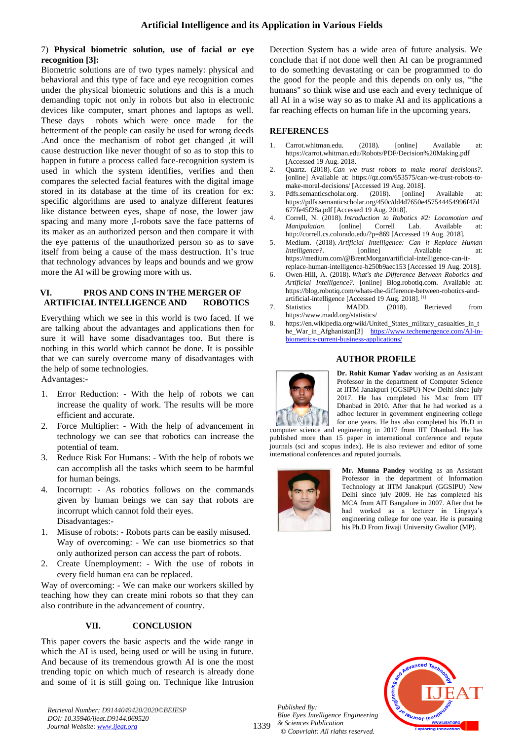7) **Physical biometric solution, use of facial or eye recognition [3]:**

Biometric solutions are of two types namely: physical and behavioral and this type of face and eye recognition comes under the physical biometric solutions and this is a much demanding topic not only in robots but also in electronic devices like computer, smart phones and laptops as well. These days robots which were once made for the betterment of the people can easily be used for wrong deeds .And once the mechanism of robot get changed ,it will cause destruction like never thought of so as to stop this to happen in future a process called face-recognition system is used in which the system identifies, verifies and then compares the selected facial features with the digital image stored in its database at the time of its creation for ex: specific algorithms are used to analyze different features like distance between eyes, shape of nose, the lower jaw spacing and many more ,I-robots save the face patterns of its maker as an authorized person and then compare it with the eye patterns of the unauthorized person so as to save itself from being a cause of the mass destruction. It's true that technology advances by leaps and bounds and we grow more the AI will be growing more with us.

## VI. PROS AND CONS IN THE MERGER OF ARTIFICIAL INTELLIGENCE AND ROBOTICS

Everything which we see in this world is two faced. If we are talking about the advantages and applications then for sure it will have some disadvantages too. But there is nothing in this world which cannot be done. It is possible that we can surely overcome many of disadvantages with the help of some technologies.

Advantages:-

1. Error Reduction: - With the help of robots we can increase the quality of work. The results will be more efficient and accurate.
2. Force Multiplier: - With the help of advancement in technology we can see that robotics can increase the potential of team.
3. Reduce Risk For Humans: - With the help of robots we can accomplish all the tasks which seem to be harmful for human beings.
4. Incorrupt: - As robotics follows on the commands given by human beings we can say that robots are incorrupt which cannot fold their eyes.

Disadvantages:-

1. Misuse of robots: - Robots parts can be easily misused.
   Way of overcoming: - We can use biometrics so that only authorized person can access the part of robots.
2. Create Unemployment: - With the use of robots in every field human era can be replaced.

Way of overcoming: - We can make our workers skilled by teaching how they can create mini robots so that they can also contribute in the advancement of country.

## VII. CONCLUSION

This paper covers the basic aspects and the wide range in which the AI is used, being used or will be using in future. And because of its tremendous growth AI is one the most trending topic on which much of research is already done and some of it is still going on. Technique like Intrusion Detection System has a wide area of future analysis. We conclude that if not done well then AI can be programmed to do something devastating or can be programmed to do the good for the people and this depends on only us, "the humans" so think wise and use each and every technique of all AI in a wise way so as to make AI and its applications a far reaching effects on human life in the upcoming years.

## REFERENCES

1. Carrot.whitman.edu. (2018). [online] Available at: https://carrot.whitman.edu/Robots/PDF/Decision%20Making.pdf [Accessed 19 Aug. 2018].
2. Quartz. (2018). *Can we trust robots to make moral decisions?*. [online] Available at: https://qz.com/653575/can-we-trust-robots-to-make-moral-decisions/ [Accessed 19 Aug. 2018].
3. Pdfs.semanticscholar.org. (2018). [online] Available at: https://pdfs.semanticscholar.org/450c/dd4d7650e457544454996f47d677fe45f28a.pdf [Accessed 19 Aug. 2018].
4. Correll, N. (2018). *Introduction to Robotics #2: Locomotion and Manipulation*. [online] Correll Lab. Available at: http://correll.cs.colorado.edu/?p=869 [Accessed 19 Aug. 2018].
5. Medium. (2018). *Artificial Intelligence: Can it Replace Human Intelligence?*. [online] Available at: https://medium.com/@BrentMorgan/artificial-intelligence-can-it-replace-human-intelligence-b250b9aec153 [Accessed 19 Aug. 2018].
6. Owen-Hill, A. (2018). *What's the Difference Between Robotics and Artificial Intelligence?*. [online] Blog.robotiq.com. Available at: https://blog.robotiq.com/whats-the-difference-between-robotics-and-artificial-intelligence [Accessed 19 Aug. 2018]. [1]
7. Statistics | MADD. (2018). Retrieved from https://www.madd.org/statistics/
8. https://en.wikipedia.org/wiki/United_States_military_casualties_in_the_War_in_Afghanistan[3] https://www.techemergence.com/AI-in-biometrics-current-business-applications/

## AUTHOR PROFILE

**Dr. Rohit Kumar Yadav** working as an Assistant Professor in the department of Computer Science at IITM Janakpuri (GGSIPU) New Delhi since july 2017. He has completed his M.sc from IIT Dhanbad in 2010. After that he had worked as a adhoc lecturer in government engineering college for one years. He has also completed his Ph.D in computer science and engineering in 2017 from IIT Dhanbad. He has published more than 15 paper in international conference and repute journals (sci and scopus index). He is also reviewer and editor of some international conferences and reputed journals.

**Mr. Munna Pandey** working as an Assistant Professor in the department of Information Technology at IITM Janakpuri (GGSIPU) New Delhi since july 2009. He has completed his MCA from AIT Bangalore in 2007. After that he had worked as a lecturer in Lingaya's engineering college for one year. He is pursuing his Ph.D From Jiwaji University Gwalior (MP).